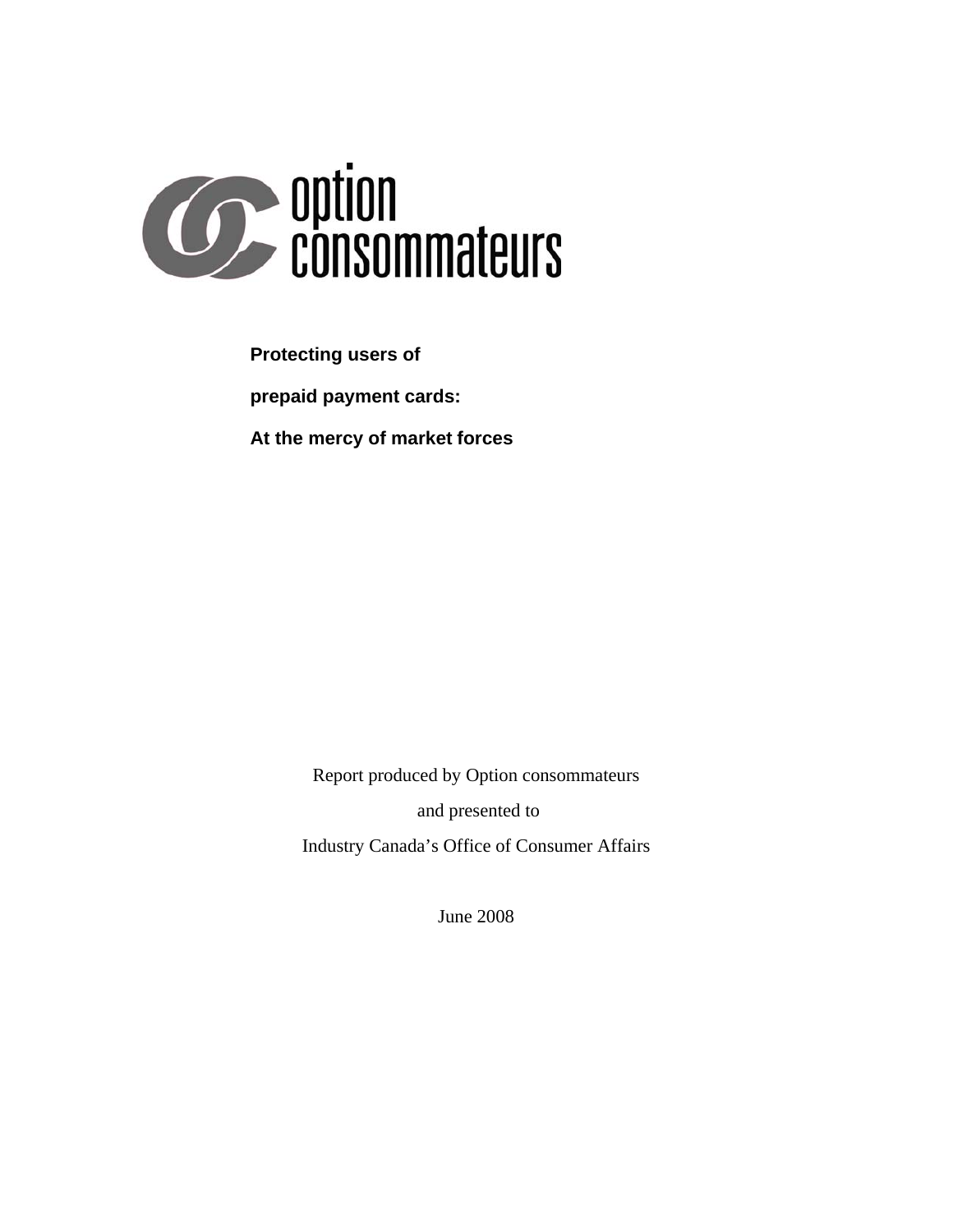option consommateurs

# Protecting users of prepaid payment cards: At the mercy of market forces

Report produced by Option consommateurs

and presented to

Industry Canada's Office of Consumer Affairs

June 2008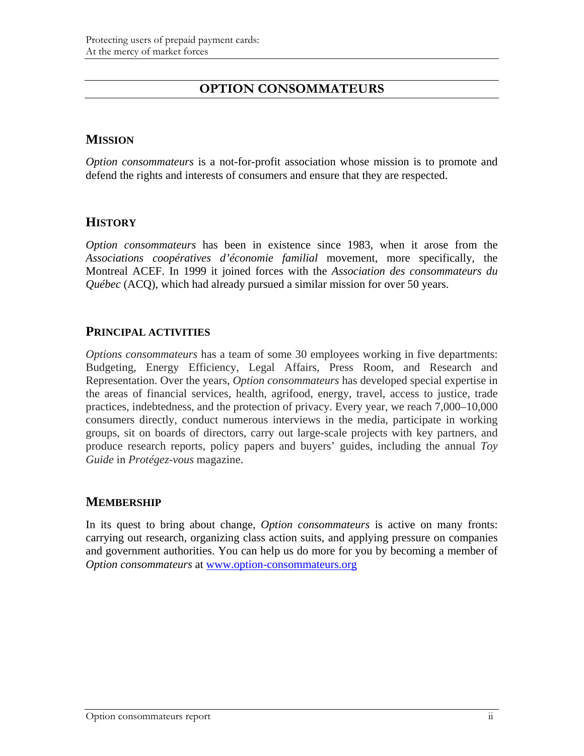# OPTION CONSOMMATEURS

## MISSION

*Option consommateurs* is a not-for-profit association whose mission is to promote and defend the rights and interests of consumers and ensure that they are respected.

## HISTORY

*Option consommateurs* has been in existence since 1983, when it arose from the *Associations coopératives d'économie familial* movement, more specifically, the Montreal ACEF. In 1999 it joined forces with the *Association des consommateurs du Québec* (ACQ), which had already pursued a similar mission for over 50 years.

## PRINCIPAL ACTIVITIES

*Options consommateurs* has a team of some 30 employees working in five departments: Budgeting, Energy Efficiency, Legal Affairs, Press Room, and Research and Representation. Over the years, *Option consommateurs* has developed special expertise in the areas of financial services, health, agrifood, energy, travel, access to justice, trade practices, indebtedness, and the protection of privacy. Every year, we reach 7,000–10,000 consumers directly, conduct numerous interviews in the media, participate in working groups, sit on boards of directors, carry out large-scale projects with key partners, and produce research reports, policy papers and buyers' guides, including the annual *Toy Guide* in *Protégez-vous* magazine.

## MEMBERSHIP

In its quest to bring about change, *Option consommateurs* is active on many fronts: carrying out research, organizing class action suits, and applying pressure on companies and government authorities. You can help us do more for you by becoming a member of *Option consommateurs* at [www.option-consommateurs.org](www.option-consommateurs.org)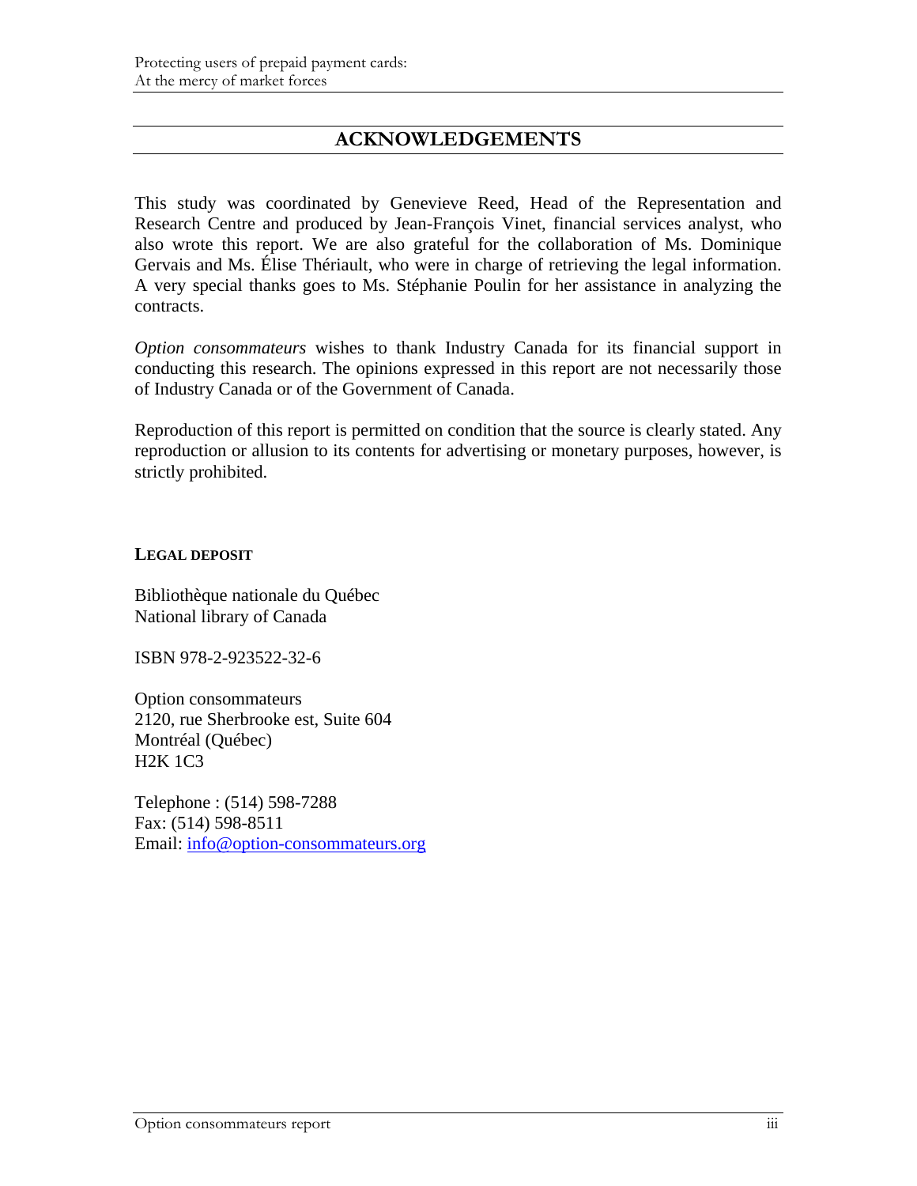## ACKNOWLEDGEMENTS

This study was coordinated by Genevieve Reed, Head of the Representation and Research Centre and produced by Jean-François Vinet, financial services analyst, who also wrote this report. We are also grateful for the collaboration of Ms. Dominique Gervais and Ms. Élise Thériault, who were in charge of retrieving the legal information. A very special thanks goes to Ms. Stéphanie Poulin for her assistance in analyzing the contracts.

*Option consommateurs* wishes to thank Industry Canada for its financial support in conducting this research. The opinions expressed in this report are not necessarily those of Industry Canada or of the Government of Canada.

Reproduction of this report is permitted on condition that the source is clearly stated. Any reproduction or allusion to its contents for advertising or monetary purposes, however, is strictly prohibited.

**LEGAL DEPOSIT**

Bibliothèque nationale du Québec
National library of Canada

ISBN 978-2-923522-32-6

Option consommateurs
2120, rue Sherbrooke est, Suite 604
Montréal (Québec)
H2K 1C3

Telephone : (514) 598-7288
Fax: (514) 598-8511
Email: info@option-consommateurs.org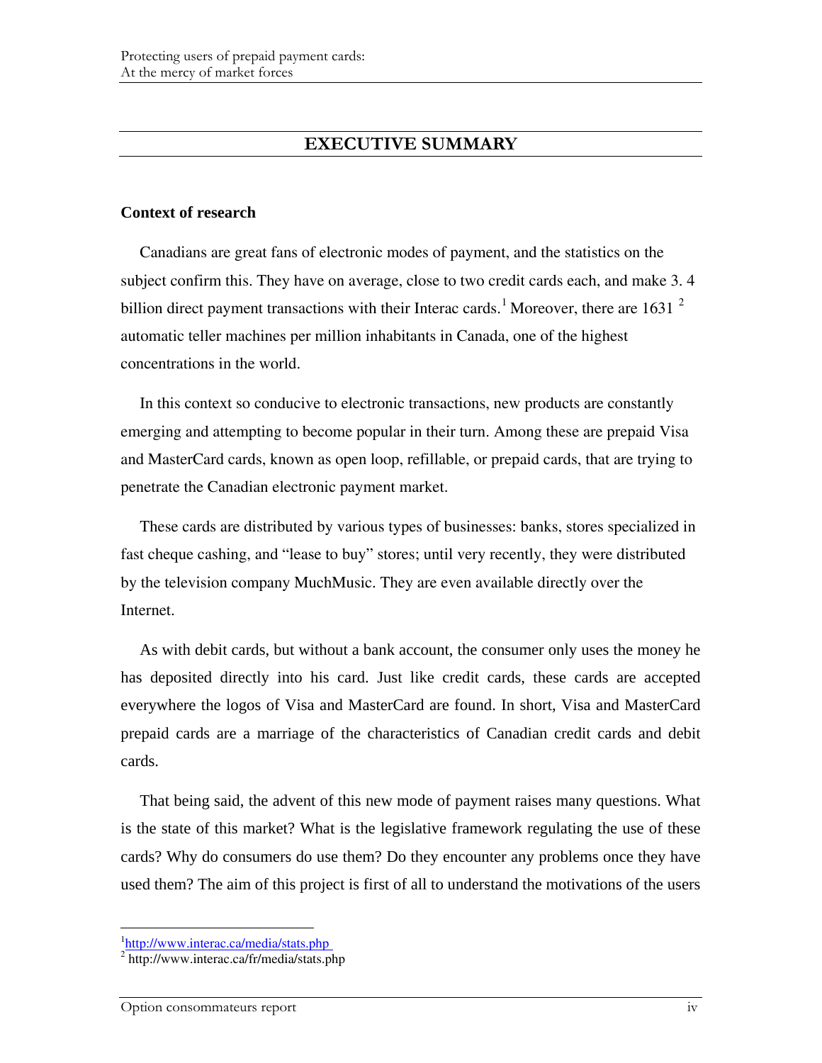# EXECUTIVE SUMMARY

### Context of research

Canadians are great fans of electronic modes of payment, and the statistics on the subject confirm this. They have on average, close to two credit cards each, and make 3. 4 billion direct payment transactions with their Interac cards.[1] Moreover, there are 1631 [2] automatic teller machines per million inhabitants in Canada, one of the highest concentrations in the world.

In this context so conducive to electronic transactions, new products are constantly emerging and attempting to become popular in their turn. Among these are prepaid Visa and MasterCard cards, known as open loop, refillable, or prepaid cards, that are trying to penetrate the Canadian electronic payment market.

These cards are distributed by various types of businesses: banks, stores specialized in fast cheque cashing, and "lease to buy" stores; until very recently, they were distributed by the television company MuchMusic. They are even available directly over the Internet.

As with debit cards, but without a bank account, the consumer only uses the money he has deposited directly into his card. Just like credit cards, these cards are accepted everywhere the logos of Visa and MasterCard are found. In short, Visa and MasterCard prepaid cards are a marriage of the characteristics of Canadian credit cards and debit cards.

That being said, the advent of this new mode of payment raises many questions. What is the state of this market? What is the legislative framework regulating the use of these cards? Why do consumers do use them? Do they encounter any problems once they have used them? The aim of this project is first of all to understand the motivations of the users

[1] http://www.interac.ca/media/stats.php

[2] http://www.interac.ca/fr/media/stats.php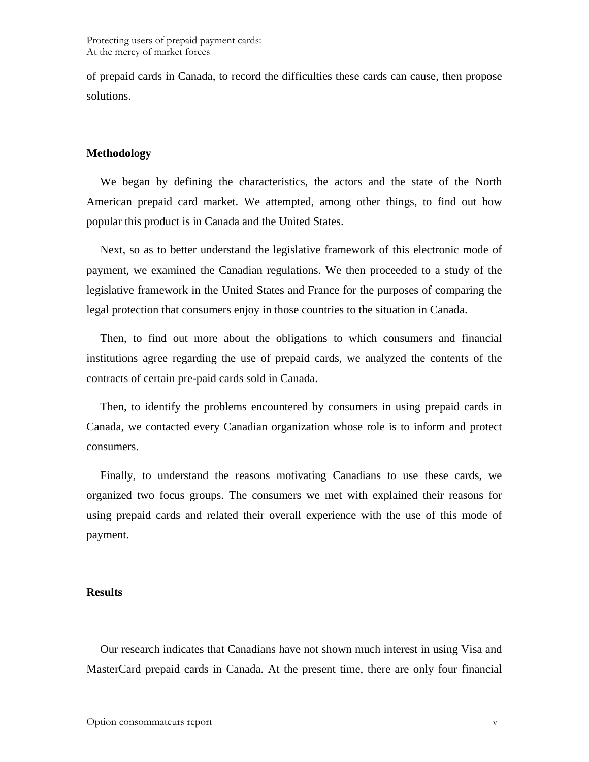of prepaid cards in Canada, to record the difficulties these cards can cause, then propose solutions.

## Methodology

We began by defining the characteristics, the actors and the state of the North American prepaid card market. We attempted, among other things, to find out how popular this product is in Canada and the United States.

Next, so as to better understand the legislative framework of this electronic mode of payment, we examined the Canadian regulations. We then proceeded to a study of the legislative framework in the United States and France for the purposes of comparing the legal protection that consumers enjoy in those countries to the situation in Canada.

Then, to find out more about the obligations to which consumers and financial institutions agree regarding the use of prepaid cards, we analyzed the contents of the contracts of certain pre-paid cards sold in Canada.

Then, to identify the problems encountered by consumers in using prepaid cards in Canada, we contacted every Canadian organization whose role is to inform and protect consumers.

Finally, to understand the reasons motivating Canadians to use these cards, we organized two focus groups. The consumers we met with explained their reasons for using prepaid cards and related their overall experience with the use of this mode of payment.

## Results

Our research indicates that Canadians have not shown much interest in using Visa and MasterCard prepaid cards in Canada. At the present time, there are only four financial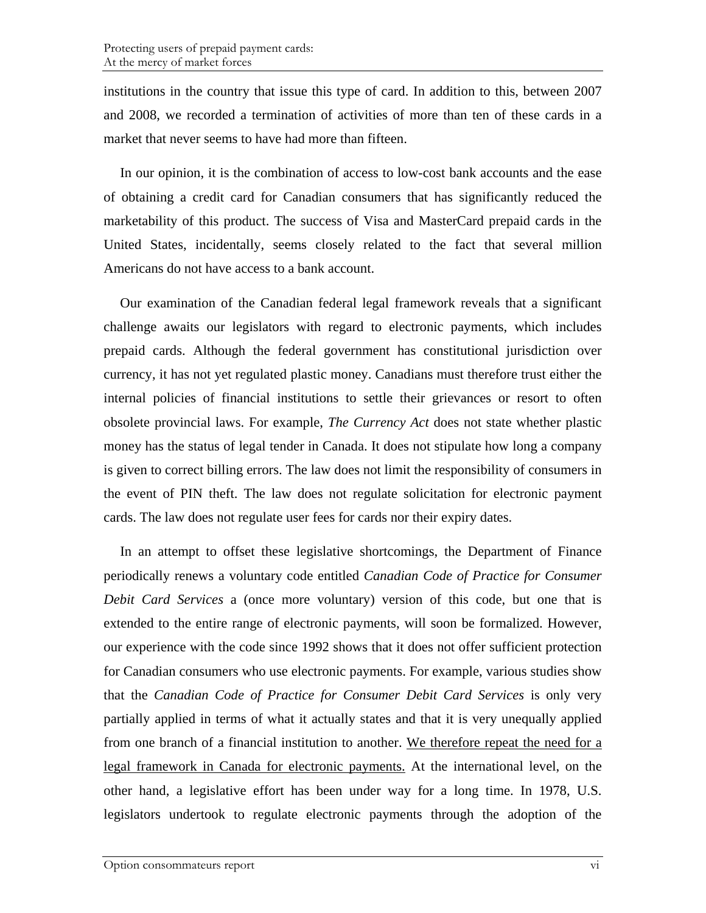institutions in the country that issue this type of card. In addition to this, between 2007 and 2008, we recorded a termination of activities of more than ten of these cards in a market that never seems to have had more than fifteen.

In our opinion, it is the combination of access to low-cost bank accounts and the ease of obtaining a credit card for Canadian consumers that has significantly reduced the marketability of this product. The success of Visa and MasterCard prepaid cards in the United States, incidentally, seems closely related to the fact that several million Americans do not have access to a bank account.

Our examination of the Canadian federal legal framework reveals that a significant challenge awaits our legislators with regard to electronic payments, which includes prepaid cards. Although the federal government has constitutional jurisdiction over currency, it has not yet regulated plastic money. Canadians must therefore trust either the internal policies of financial institutions to settle their grievances or resort to often obsolete provincial laws. For example, *The Currency Act* does not state whether plastic money has the status of legal tender in Canada. It does not stipulate how long a company is given to correct billing errors. The law does not limit the responsibility of consumers in the event of PIN theft. The law does not regulate solicitation for electronic payment cards. The law does not regulate user fees for cards nor their expiry dates.

In an attempt to offset these legislative shortcomings, the Department of Finance periodically renews a voluntary code entitled *Canadian Code of Practice for Consumer Debit Card Services* a (once more voluntary) version of this code, but one that is extended to the entire range of electronic payments, will soon be formalized. However, our experience with the code since 1992 shows that it does not offer sufficient protection for Canadian consumers who use electronic payments. For example, various studies show that the *Canadian Code of Practice for Consumer Debit Card Services* is only very partially applied in terms of what it actually states and that it is very unequally applied from one branch of a financial institution to another. <u>We therefore repeat the need for a legal framework in Canada for electronic payments.</u> At the international level, on the other hand, a legislative effort has been under way for a long time. In 1978, U.S. legislators undertook to regulate electronic payments through the adoption of the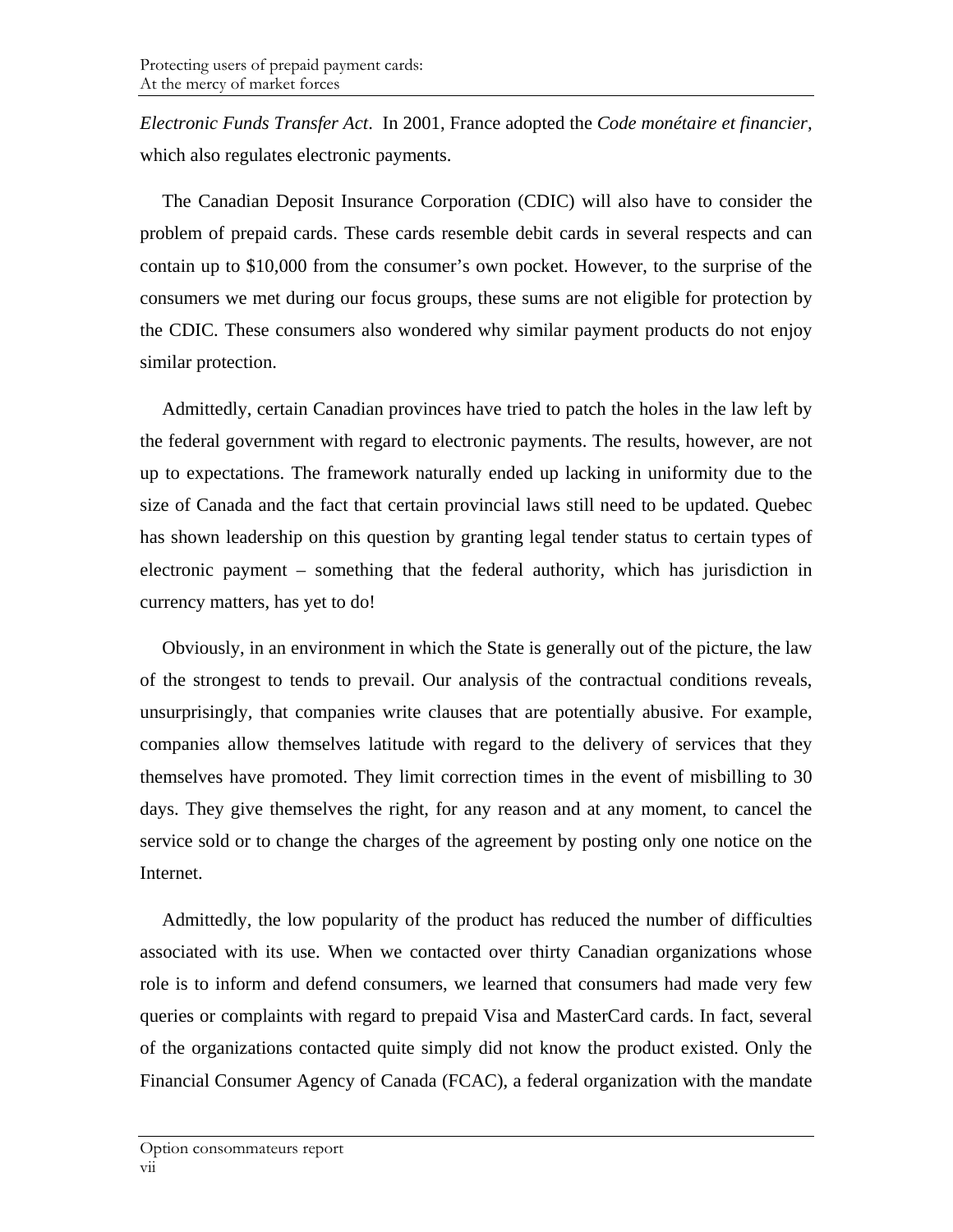*Electronic Funds Transfer Act*. In 2001, France adopted the *Code monétaire et financier*, which also regulates electronic payments.

The Canadian Deposit Insurance Corporation (CDIC) will also have to consider the problem of prepaid cards. These cards resemble debit cards in several respects and can contain up to $10,000 from the consumer's own pocket. However, to the surprise of the consumers we met during our focus groups, these sums are not eligible for protection by the CDIC. These consumers also wondered why similar payment products do not enjoy similar protection.

Admittedly, certain Canadian provinces have tried to patch the holes in the law left by the federal government with regard to electronic payments. The results, however, are not up to expectations. The framework naturally ended up lacking in uniformity due to the size of Canada and the fact that certain provincial laws still need to be updated. Quebec has shown leadership on this question by granting legal tender status to certain types of electronic payment – something that the federal authority, which has jurisdiction in currency matters, has yet to do!

Obviously, in an environment in which the State is generally out of the picture, the law of the strongest to tends to prevail. Our analysis of the contractual conditions reveals, unsurprisingly, that companies write clauses that are potentially abusive. For example, companies allow themselves latitude with regard to the delivery of services that they themselves have promoted. They limit correction times in the event of misbilling to 30 days. They give themselves the right, for any reason and at any moment, to cancel the service sold or to change the charges of the agreement by posting only one notice on the Internet.

Admittedly, the low popularity of the product has reduced the number of difficulties associated with its use. When we contacted over thirty Canadian organizations whose role is to inform and defend consumers, we learned that consumers had made very few queries or complaints with regard to prepaid Visa and MasterCard cards. In fact, several of the organizations contacted quite simply did not know the product existed. Only the Financial Consumer Agency of Canada (FCAC), a federal organization with the mandate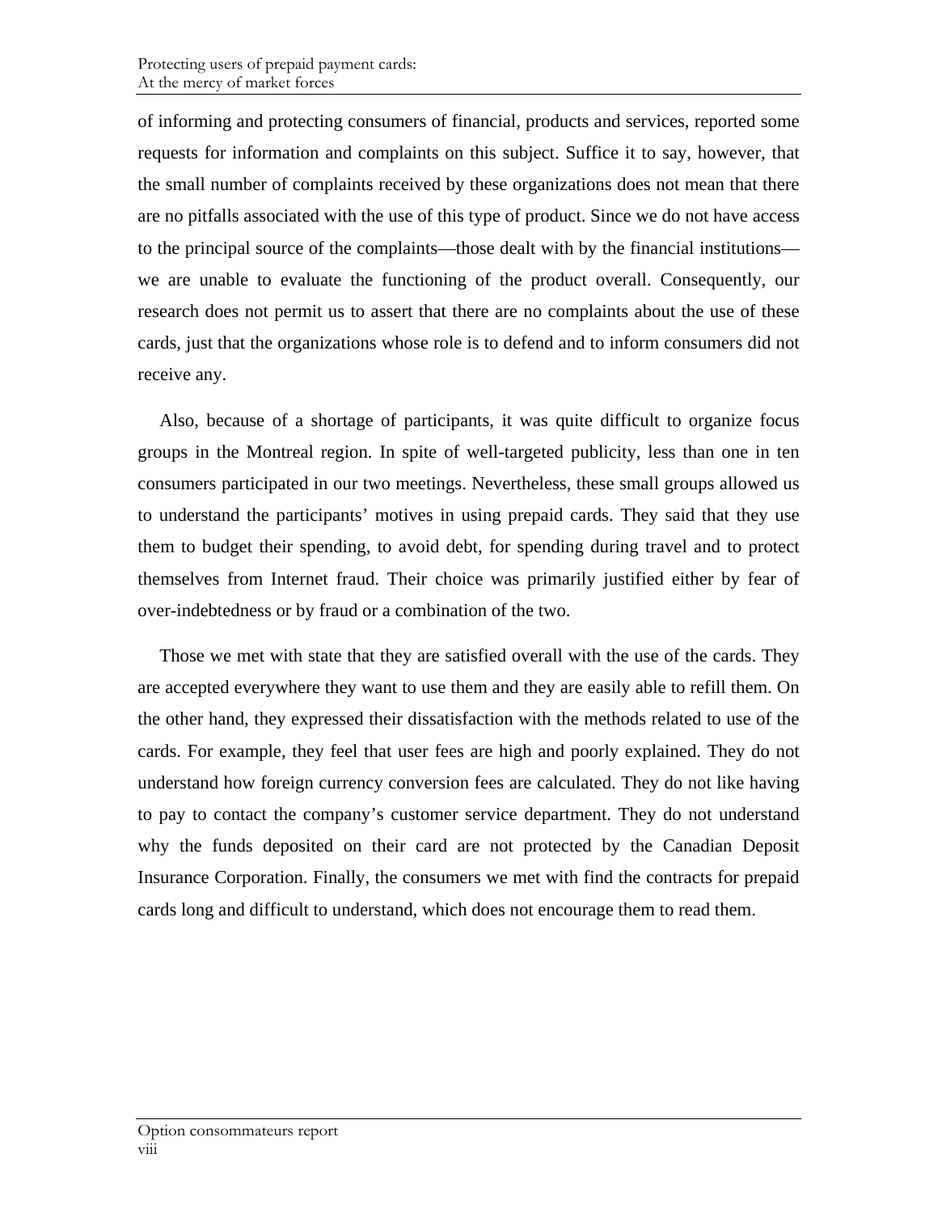of informing and protecting consumers of financial, products and services, reported some requests for information and complaints on this subject. Suffice it to say, however, that the small number of complaints received by these organizations does not mean that there are no pitfalls associated with the use of this type of product. Since we do not have access to the principal source of the complaints—those dealt with by the financial institutions—we are unable to evaluate the functioning of the product overall. Consequently, our research does not permit us to assert that there are no complaints about the use of these cards, just that the organizations whose role is to defend and to inform consumers did not receive any.

Also, because of a shortage of participants, it was quite difficult to organize focus groups in the Montreal region. In spite of well-targeted publicity, less than one in ten consumers participated in our two meetings. Nevertheless, these small groups allowed us to understand the participants' motives in using prepaid cards. They said that they use them to budget their spending, to avoid debt, for spending during travel and to protect themselves from Internet fraud. Their choice was primarily justified either by fear of over-indebtedness or by fraud or a combination of the two.

Those we met with state that they are satisfied overall with the use of the cards. They are accepted everywhere they want to use them and they are easily able to refill them. On the other hand, they expressed their dissatisfaction with the methods related to use of the cards. For example, they feel that user fees are high and poorly explained. They do not understand how foreign currency conversion fees are calculated. They do not like having to pay to contact the company's customer service department. They do not understand why the funds deposited on their card are not protected by the Canadian Deposit Insurance Corporation. Finally, the consumers we met with find the contracts for prepaid cards long and difficult to understand, which does not encourage them to read them.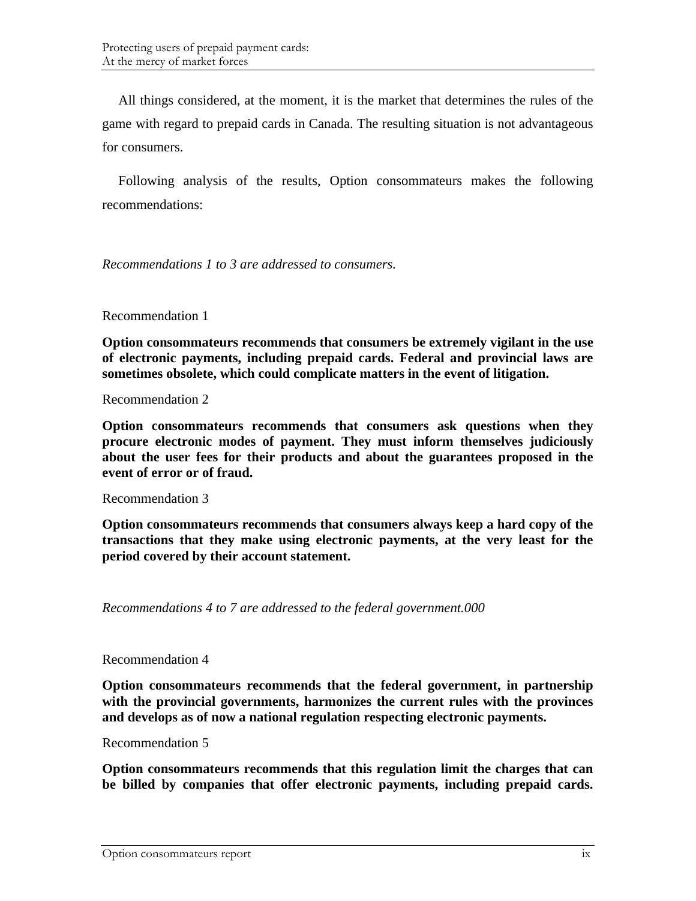All things considered, at the moment, it is the market that determines the rules of the game with regard to prepaid cards in Canada. The resulting situation is not advantageous for consumers.

Following analysis of the results, Option consommateurs makes the following recommendations:

*Recommendations 1 to 3 are addressed to consumers.*

Recommendation 1

**Option consommateurs recommends that consumers be extremely vigilant in the use of electronic payments, including prepaid cards. Federal and provincial laws are sometimes obsolete, which could complicate matters in the event of litigation.**

Recommendation 2

**Option consommateurs recommends that consumers ask questions when they procure electronic modes of payment. They must inform themselves judiciously about the user fees for their products and about the guarantees proposed in the event of error or of fraud.**

Recommendation 3

**Option consommateurs recommends that consumers always keep a hard copy of the transactions that they make using electronic payments, at the very least for the period covered by their account statement.**

*Recommendations 4 to 7 are addressed to the federal government.000*

Recommendation 4

**Option consommateurs recommends that the federal government, in partnership with the provincial governments, harmonizes the current rules with the provinces and develops as of now a national regulation respecting electronic payments.**

Recommendation 5

**Option consommateurs recommends that this regulation limit the charges that can be billed by companies that offer electronic payments, including prepaid cards.**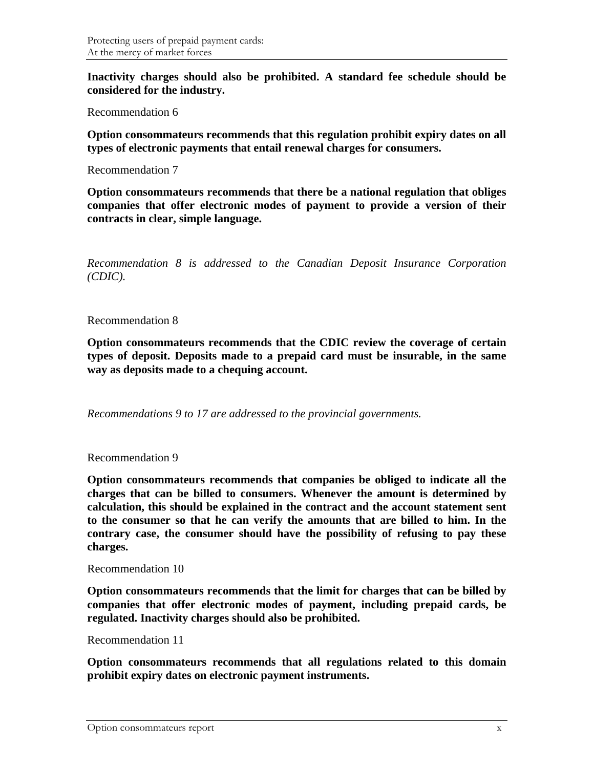**Inactivity charges should also be prohibited. A standard fee schedule should be considered for the industry.**

Recommendation 6

**Option consommateurs recommends that this regulation prohibit expiry dates on all types of electronic payments that entail renewal charges for consumers.**

Recommendation 7

**Option consommateurs recommends that there be a national regulation that obliges companies that offer electronic modes of payment to provide a version of their contracts in clear, simple language.**

*Recommendation 8 is addressed to the Canadian Deposit Insurance Corporation (CDIC).*

Recommendation 8

**Option consommateurs recommends that the CDIC review the coverage of certain types of deposit. Deposits made to a prepaid card must be insurable, in the same way as deposits made to a chequing account.**

*Recommendations 9 to 17 are addressed to the provincial governments.*

Recommendation 9

**Option consommateurs recommends that companies be obliged to indicate all the charges that can be billed to consumers. Whenever the amount is determined by calculation, this should be explained in the contract and the account statement sent to the consumer so that he can verify the amounts that are billed to him. In the contrary case, the consumer should have the possibility of refusing to pay these charges.**

Recommendation 10

**Option consommateurs recommends that the limit for charges that can be billed by companies that offer electronic modes of payment, including prepaid cards, be regulated. Inactivity charges should also be prohibited.**

Recommendation 11

**Option consommateurs recommends that all regulations related to this domain prohibit expiry dates on electronic payment instruments.**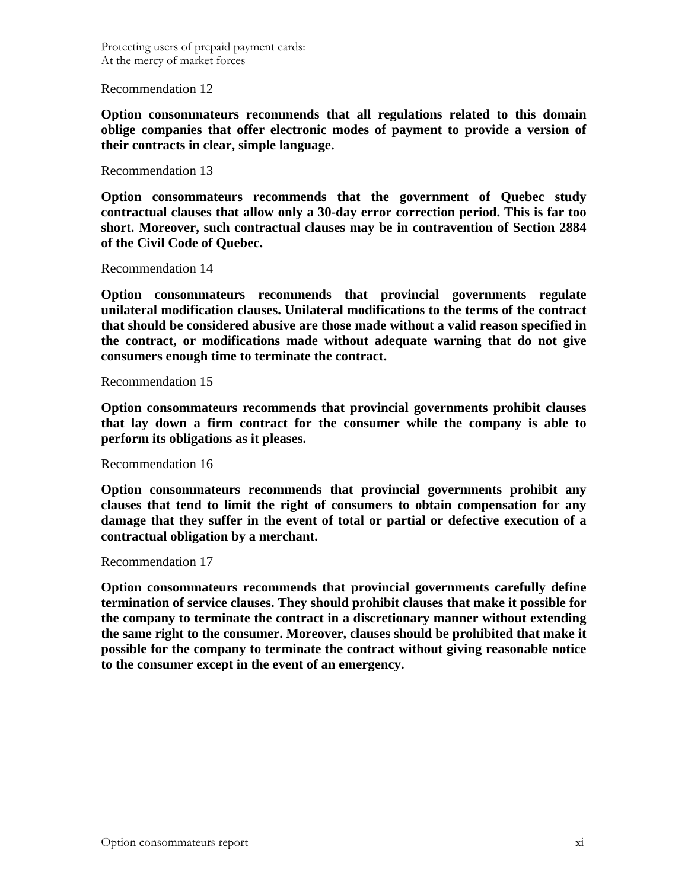Recommendation 12

**Option consommateurs recommends that all regulations related to this domain oblige companies that offer electronic modes of payment to provide a version of their contracts in clear, simple language.**

Recommendation 13

**Option consommateurs recommends that the government of Quebec study contractual clauses that allow only a 30-day error correction period. This is far too short. Moreover, such contractual clauses may be in contravention of Section 2884 of the Civil Code of Quebec.**

Recommendation 14

**Option consommateurs recommends that provincial governments regulate unilateral modification clauses. Unilateral modifications to the terms of the contract that should be considered abusive are those made without a valid reason specified in the contract, or modifications made without adequate warning that do not give consumers enough time to terminate the contract.**

Recommendation 15

**Option consommateurs recommends that provincial governments prohibit clauses that lay down a firm contract for the consumer while the company is able to perform its obligations as it pleases.**

Recommendation 16

**Option consommateurs recommends that provincial governments prohibit any clauses that tend to limit the right of consumers to obtain compensation for any damage that they suffer in the event of total or partial or defective execution of a contractual obligation by a merchant.**

Recommendation 17

**Option consommateurs recommends that provincial governments carefully define termination of service clauses. They should prohibit clauses that make it possible for the company to terminate the contract in a discretionary manner without extending the same right to the consumer. Moreover, clauses should be prohibited that make it possible for the company to terminate the contract without giving reasonable notice to the consumer except in the event of an emergency.**